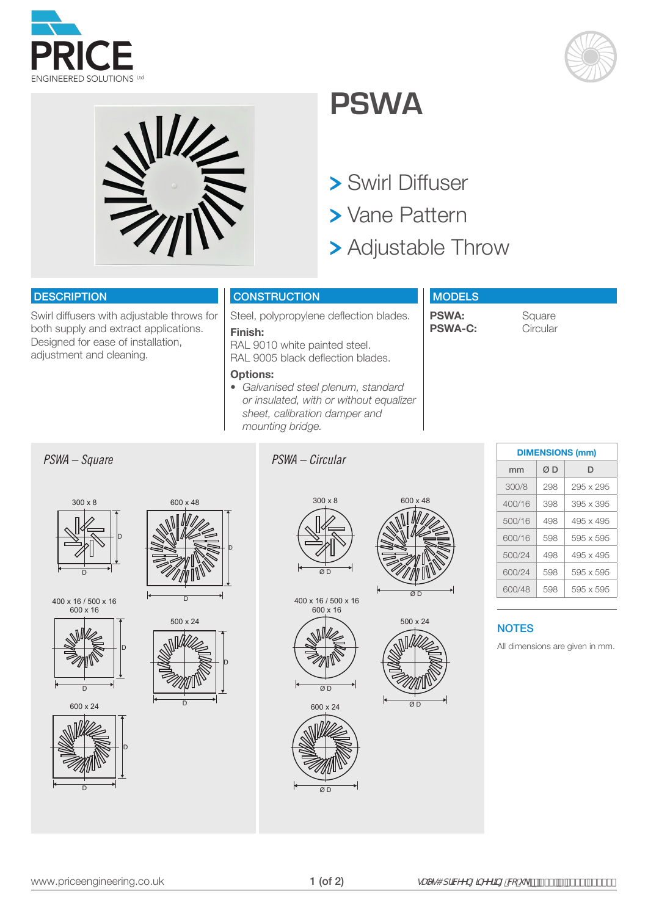# PSWA

- Swirl Diffuser
- Vane Pattern
- Adjustable Throw

## DESCRIPTION

Swirl diffusers with adjustable throws for both supply and extract applications. Designed for ease of installation, adjustment and cleaning.

## CONSTRUCTION

Steel, polypropylene deflection blades.

**Finish:**
RAL 9010 white painted steel.
RAL 9005 black deflection blades.

**Options:**

- *Galvanised steel plenum, standard or insulated, with or without equalizer sheet, calibration damper and mounting bridge.*

## MODELS

**PSWA:** Square
**PSWA-C:** Circular

*PSWA – Square*

300 x 8 | 600 x 48 | 400 x 16 / 500 x 16 / 600 x 16 | 500 x 24 | 600 x 24

*PSWA – Circular*

300 x 8 | 600 x 48 | 400 x 16 / 500 x 16 / 600 x 16 | 500 x 24 | 600 x 24

| DIMENSIONS (mm) | | |
|---|---|---|
| mm | Ø D | D |
| 300/8 | 298 | 295 x 295 |
| 400/16 | 398 | 395 x 395 |
| 500/16 | 498 | 495 x 495 |
| 600/16 | 598 | 595 x 595 |
| 500/24 | 498 | 495 x 495 |
| 600/24 | 598 | 595 x 595 |
| 600/48 | 598 | 595 x 595 |

## NOTES

All dimensions are given in mm.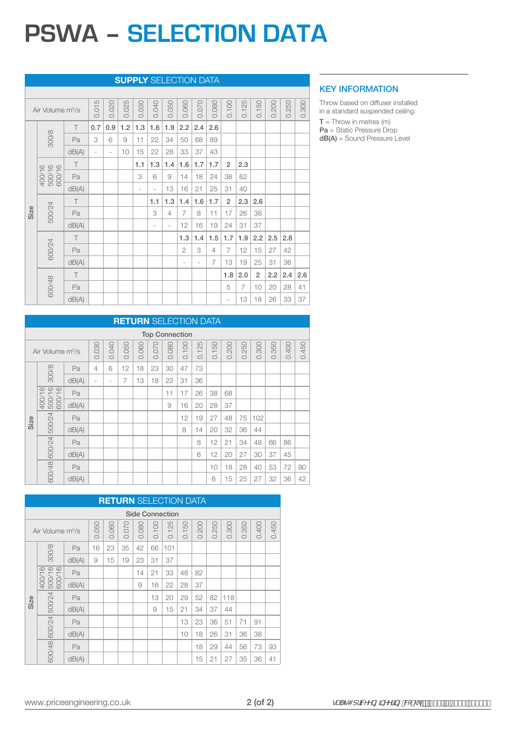# PSWA – SELECTION DATA

## SUPPLY SELECTION DATA

| | Air Volume m³/s | | 0.015 | 0.020 | 0.025 | 0.030 | 0.040 | 0.050 | 0.060 | 0.070 | 0.080 | 0.100 | 0.125 | 0.150 | 0.200 | 0.250 | 0.300 |
|---|---|---|---|---|---|---|---|---|---|---|---|---|---|---|---|---|---|
| Size | 300/8 | T | **0.7** | **0.9** | **1.2** | **1.3** | **1.6** | **1.9** | **2.2** | **2.4** | **2.6** | | | | | | |
| | | Pa | 3 | 6 | 9 | 11 | 22 | 34 | 50 | 68 | 89 | | | | | | |
| | | dB(A) | - | - | 10 | 15 | 22 | 28 | 33 | 37 | 43 | | | | | | |
| | 400/16 500/16 600/16 | T | | | | **1.1** | **1.3** | **1.4** | **1.6** | **1.7** | **1.7** | **2** | **2.3** | | | | |
| | | Pa | | | | 3 | 6 | 9 | 14 | 18 | 24 | 38 | 62 | | | | |
| | | dB(A) | | | | - | - | 13 | 16 | 21 | 25 | 31 | 40 | | | | |
| | 500/24 | T | | | | | **1.1** | **1.3** | **1.4** | **1.6** | **1.7** | **2** | **2.3** | **2.6** | | | |
| | | Pa | | | | | 3 | 4 | 7 | 8 | 11 | 17 | 26 | 38 | | | |
| | | dB(A) | | | | | - | - | 12 | 16 | 19 | 24 | 31 | 37 | | | |
| | 600/24 | T | | | | | | | **1.3** | **1.4** | **1.5** | **1.7** | **1.9** | **2.2** | **2.5** | **2.8** | |
| | | Pa | | | | | | | 2 | 3 | 4 | 7 | 12 | 15 | 27 | 42 | |
| | | dB(A) | | | | | | | - | - | 7 | 13 | 19 | 25 | 31 | 36 | |
| | 600/48 | T | | | | | | | | | | **1.8** | **2.0** | **2** | **2.2** | **2.4** | **2.6** |
| | | Pa | | | | | | | | | | 5 | 7 | 10 | 20 | 28 | 41 |
| | | dB(A) | | | | | | | | | | - | 13 | 18 | 26 | 33 | 37 |

## RETURN SELECTION DATA

**Top Connection**

| | Air Volume m³/s | | 0.030 | 0.040 | 0.050 | 0.060 | 0.070 | 0.080 | 0.100 | 0.125 | 0.150 | 0.200 | 0.250 | 0.300 | 0.350 | 0.400 | 0.450 |
|---|---|---|---|---|---|---|---|---|---|---|---|---|---|---|---|---|---|
| Size | 300/8 | Pa | 4 | 6 | 12 | 18 | 23 | 30 | 47 | 73 | | | | | | | |
| | | dB(A) | - | - | 7 | 13 | 18 | 22 | 31 | 36 | | | | | | | |
| | 400/16 500/16 600/16 | Pa | | | | | | 11 | 17 | 26 | 38 | 68 | | | | | |
| | | dB(A) | | | | | | 9 | 16 | 20 | 28 | 37 | | | | | |
| | 500/24 | Pa | | | | | | | 12 | 19 | 27 | 48 | 75 | 102 | | | |
| | | dB(A) | | | | | | | 8 | 14 | 20 | 32 | 36 | 44 | | | |
| | 600/24 | Pa | | | | | | | | 8 | 12 | 21 | 34 | 48 | 66 | 86 | |
| | | dB(A) | | | | | | | | 6 | 12 | 20 | 27 | 30 | 37 | 45 | |
| | 600/48 | Pa | | | | | | | | | 10 | 18 | 28 | 40 | 53 | 72 | 90 |
| | | dB(A) | | | | | | | | | 6 | 15 | 25 | 27 | 32 | 36 | 42 |

## RETURN SELECTION DATA

**Side Connection**

| | Air Volume m³/s | | 0.050 | 0.060 | 0.070 | 0.080 | 0.100 | 0.125 | 0.150 | 0.200 | 0.250 | 0.300 | 0.350 | 0.400 | 0.450 |
|---|---|---|---|---|---|---|---|---|---|---|---|---|---|---|---|
| Size | 300/8 | Pa | 16 | 23 | 35 | 42 | 66 | 101 | | | | | | | |
| | | dB(A) | 9 | 15 | 19 | 23 | 31 | 37 | | | | | | | |
| | 400/16 500/16 600/16 | Pa | | | | 14 | 21 | 33 | 48 | 82 | | | | | |
| | | dB(A) | | | | 9 | 16 | 22 | 28 | 37 | | | | | |
| | 500/24 | Pa | | | | | 13 | 20 | 29 | 52 | 82 | 118 | | | |
| | | dB(A) | | | | | 9 | 15 | 21 | 34 | 37 | 44 | | | |
| | 600/24 | Pa | | | | | | | 13 | 23 | 36 | 51 | 71 | 91 | |
| | | dB(A) | | | | | | | 10 | 18 | 26 | 31 | 36 | 38 | |
| | 600/48 | Pa | | | | | | | | 18 | 29 | 44 | 56 | 73 | 93 |
| | | dB(A) | | | | | | | | 15 | 21 | 27 | 35 | 36 | 41 |

## KEY INFORMATION

Throw based on diffuser installed in a standard suspended ceiling.

**T** = Throw in metres (m)
**Pa** = Static Pressure Drop
**dB(A)** = Sound Pressure Level

www.priceengineering.co.uk